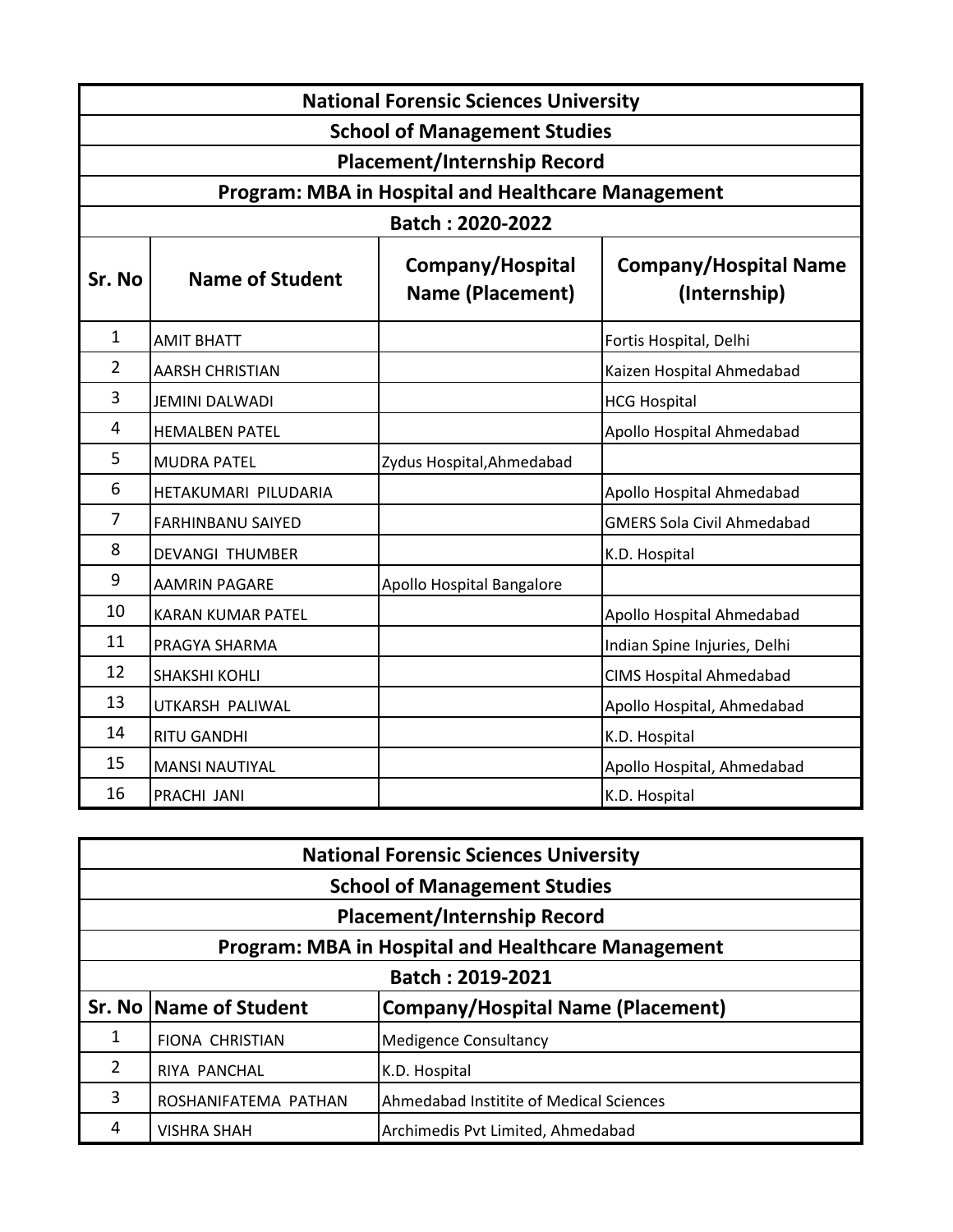| National Forensic Sciences University | | | |
|---|---|---|---|
| **School of Management Studies** | | | |
| **Placement/Internship Record** | | | |
| **Program: MBA in Hospital and Healthcare Management** | | | |
| **Batch : 2020-2022** | | | |
| **Sr. No** | **Name of Student** | **Company/Hospital Name (Placement)** | **Company/Hospital Name (Internship)** |
| 1 | AMIT BHATT | | Fortis Hospital, Delhi |
| 2 | AARSH CHRISTIAN | | Kaizen Hospital Ahmedabad |
| 3 | JEMINI DALWADI | | HCG Hospital |
| 4 | HEMALBEN PATEL | | Apollo Hospital Ahmedabad |
| 5 | MUDRA PATEL | Zydus Hospital,Ahmedabad | |
| 6 | HETAKUMARI PILUDARIA | | Apollo Hospital Ahmedabad |
| 7 | FARHINBANU SAIYED | | GMERS Sola Civil Ahmedabad |
| 8 | DEVANGI THUMBER | | K.D. Hospital |
| 9 | AAMRIN PAGARE | Apollo Hospital Bangalore | |
| 10 | KARAN KUMAR PATEL | | Apollo Hospital Ahmedabad |
| 11 | PRAGYA SHARMA | | Indian Spine Injuries, Delhi |
| 12 | SHAKSHI KOHLI | | CIMS Hospital Ahmedabad |
| 13 | UTKARSH PALIWAL | | Apollo Hospital, Ahmedabad |
| 14 | RITU GANDHI | | K.D. Hospital |
| 15 | MANSI NAUTIYAL | | Apollo Hospital, Ahmedabad |
| 16 | PRACHI JANI | | K.D. Hospital |

| National Forensic Sciences University | | |
|---|---|---|
| **School of Management Studies** | | |
| **Placement/Internship Record** | | |
| **Program: MBA in Hospital and Healthcare Management** | | |
| **Batch : 2019-2021** | | |
| **Sr. No** | **Name of Student** | **Company/Hospital Name (Placement)** |
| 1 | FIONA CHRISTIAN | Medigence Consultancy |
| 2 | RIYA PANCHAL | K.D. Hospital |
| 3 | ROSHANIFATEMA PATHAN | Ahmedabad Institite of Medical Sciences |
| 4 | VISHRA SHAH | Archimedis Pvt Limited, Ahmedabad |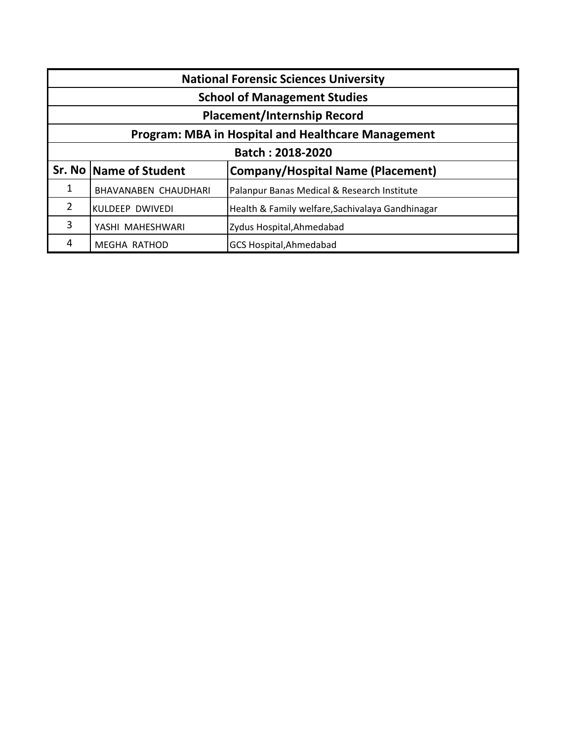| National Forensic Sciences University | | |
|---|---|---|
| School of Management Studies | | |
| Placement/Internship Record | | |
| Program: MBA in Hospital and Healthcare Management | | |
| Batch : 2018-2020 | | |
| **Sr. No** | **Name of Student** | **Company/Hospital Name (Placement)** |
| 1 | BHAVANABEN CHAUDHARI | Palanpur Banas Medical & Research Institute |
| 2 | KULDEEP DWIVEDI | Health & Family welfare,Sachivalaya Gandhinagar |
| 3 | YASHI MAHESHWARI | Zydus Hospital,Ahmedabad |
| 4 | MEGHA RATHOD | GCS Hospital,Ahmedabad |